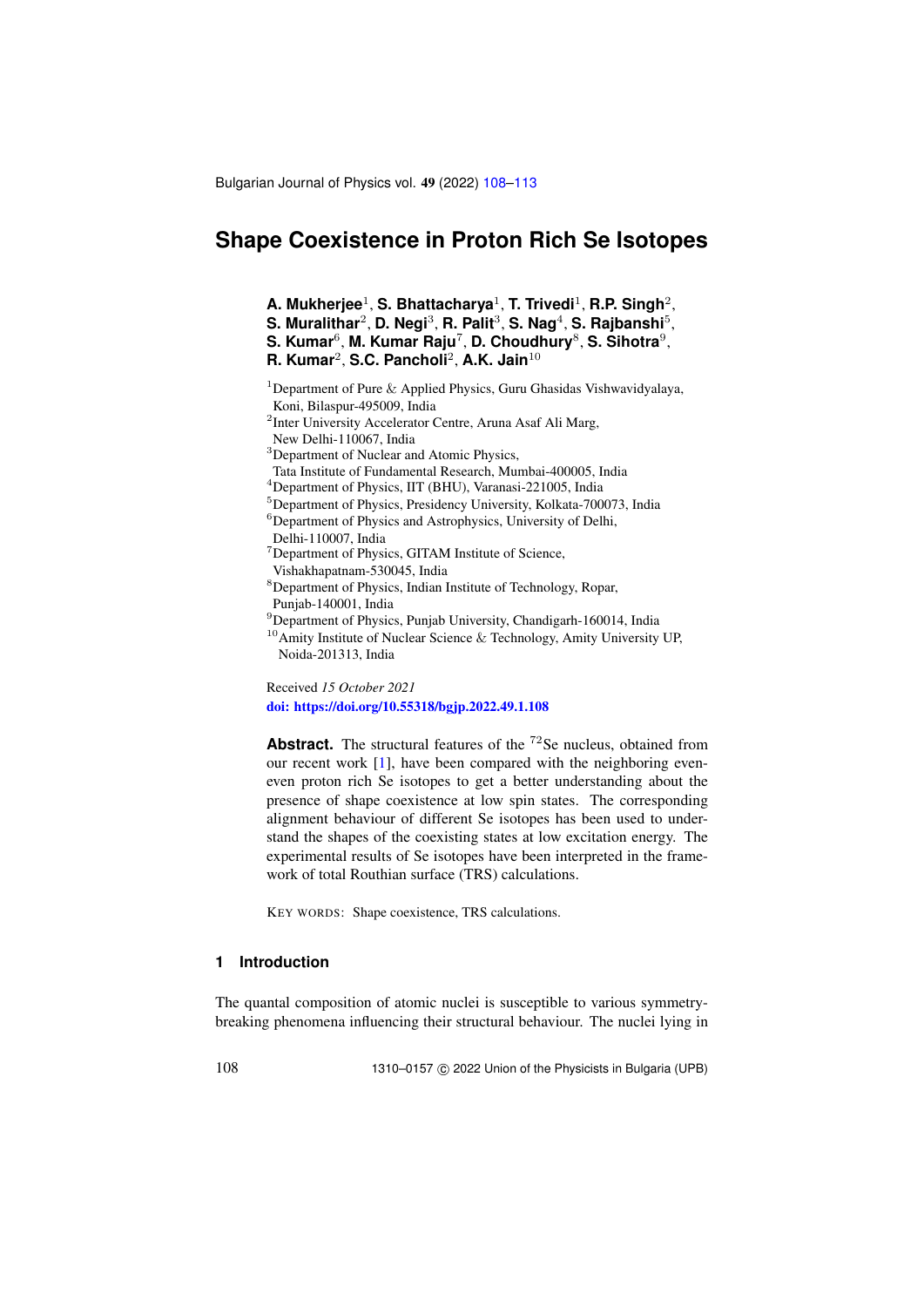# Shape Coexistence in Proton Rich Se Isotopes

**A. Mukherjee**[1], **S. Bhattacharya**[1], **T. Trivedi**[1], **R.P. Singh**[2], **S. Muralithar**[2], **D. Negi**[3], **R. Palit**[3], **S. Nag**[4], **S. Rajbanshi**[5], **S. Kumar**[6], **M. Kumar Raju**[7], **D. Choudhury**[8], **S. Sihotra**[9], **R. Kumar**[2], **S.C. Pancholi**[2], **A.K. Jain**[10]

[1]Department of Pure & Applied Physics, Guru Ghasidas Vishwavidyalaya, Koni, Bilaspur-495009, India

[2]Inter University Accelerator Centre, Aruna Asaf Ali Marg, New Delhi-110067, India

[3]Department of Nuclear and Atomic Physics, Tata Institute of Fundamental Research, Mumbai-400005, India

[4]Department of Physics, IIT (BHU), Varanasi-221005, India

[5]Department of Physics, Presidency University, Kolkata-700073, India

[6]Department of Physics and Astrophysics, University of Delhi, Delhi-110007, India

[7]Department of Physics, GITAM Institute of Science, Vishakhapatnam-530045, India

[8]Department of Physics, Indian Institute of Technology, Ropar, Punjab-140001, India

[9]Department of Physics, Punjab University, Chandigarh-160014, India

[10]Amity Institute of Nuclear Science & Technology, Amity University UP, Noida-201313, India

Received *15 October 2021*

**doi: https://doi.org/10.55318/bgjp.2022.49.1.108**

**Abstract.** The structural features of the $^{72}$Se nucleus, obtained from our recent work [1], have been compared with the neighboring even-even proton rich Se isotopes to get a better understanding about the presence of shape coexistence at low spin states. The corresponding alignment behaviour of different Se isotopes has been used to understand the shapes of the coexisting states at low excitation energy. The experimental results of Se isotopes have been interpreted in the framework of total Routhian surface (TRS) calculations.

KEY WORDS: Shape coexistence, TRS calculations.

## 1 Introduction

The quantal composition of atomic nuclei is susceptible to various symmetry-breaking phenomena influencing their structural behaviour. The nuclei lying in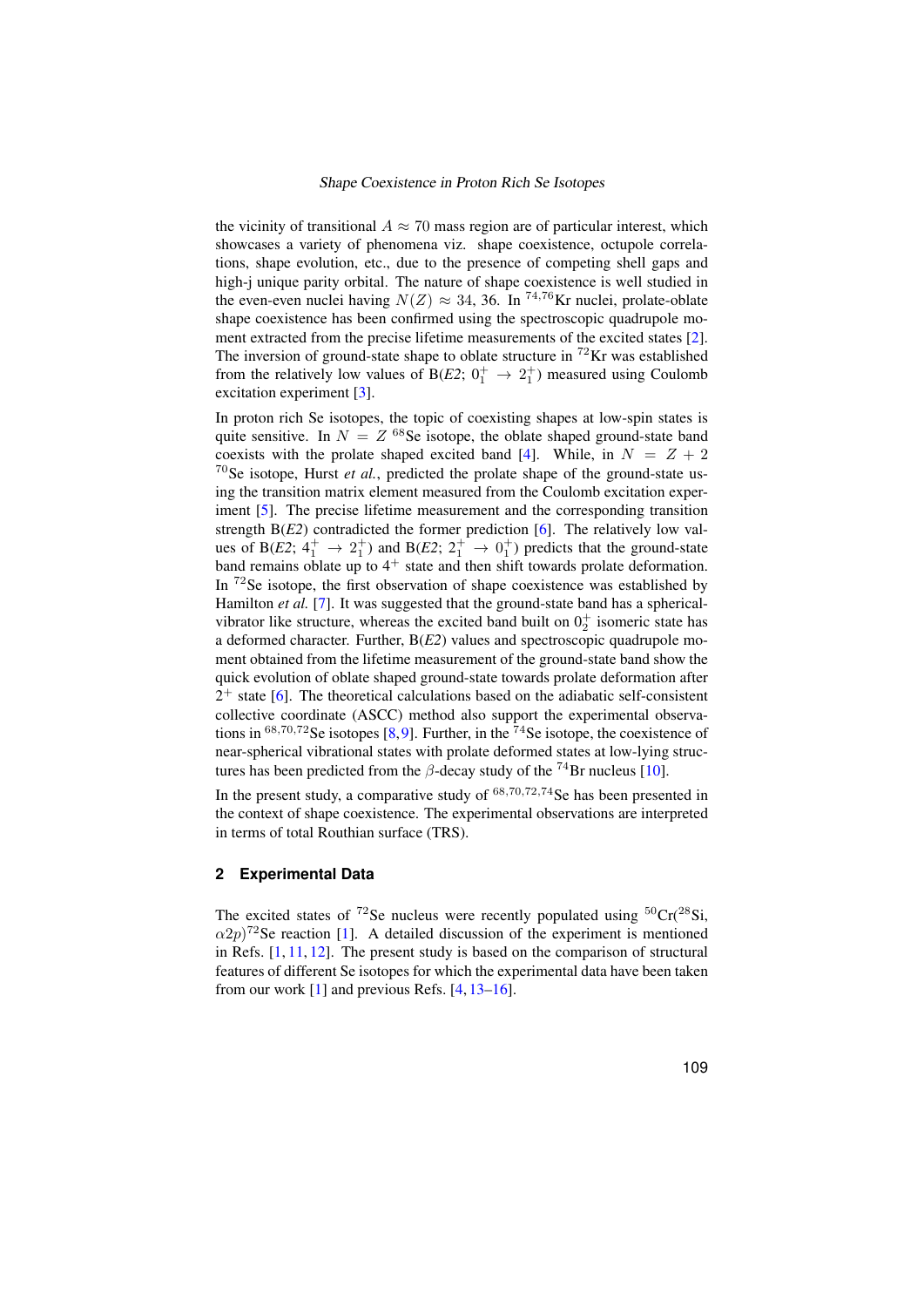the vicinity of transitional $A \approx 70$ mass region are of particular interest, which showcases a variety of phenomena viz. shape coexistence, octupole correlations, shape evolution, etc., due to the presence of competing shell gaps and high-j unique parity orbital. The nature of shape coexistence is well studied in the even-even nuclei having $N(Z) \approx 34$, 36. In $^{74,76}$Kr nuclei, prolate-oblate shape coexistence has been confirmed using the spectroscopic quadrupole moment extracted from the precise lifetime measurements of the excited states [2]. The inversion of ground-state shape to oblate structure in $^{72}$Kr was established from the relatively low values of B($E2$; $0^+_1 \rightarrow 2^+_1$) measured using Coulomb excitation experiment [3].

In proton rich Se isotopes, the topic of coexisting shapes at low-spin states is quite sensitive. In $N = Z$ $^{68}$Se isotope, the oblate shaped ground-state band coexists with the prolate shaped excited band [4]. While, in $N = Z + 2$ $^{70}$Se isotope, Hurst *et al.*, predicted the prolate shape of the ground-state using the transition matrix element measured from the Coulomb excitation experiment [5]. The precise lifetime measurement and the corresponding transition strength B($E2$) contradicted the former prediction [6]. The relatively low values of B($E2$; $4^+_1 \rightarrow 2^+_1$) and B($E2$; $2^+_1 \rightarrow 0^+_1$) predicts that the ground-state band remains oblate up to $4^+$ state and then shift towards prolate deformation. In $^{72}$Se isotope, the first observation of shape coexistence was established by Hamilton *et al.* [7]. It was suggested that the ground-state band has a spherical-vibrator like structure, whereas the excited band built on $0^+_2$ isomeric state has a deformed character. Further, B($E2$) values and spectroscopic quadrupole moment obtained from the lifetime measurement of the ground-state band show the quick evolution of oblate shaped ground-state towards prolate deformation after $2^+$ state [6]. The theoretical calculations based on the adiabatic self-consistent collective coordinate (ASCC) method also support the experimental observations in $^{68,70,72}$Se isotopes [8,9]. Further, in the $^{74}$Se isotope, the coexistence of near-spherical vibrational states with prolate deformed states at low-lying structures has been predicted from the $\beta$-decay study of the $^{74}$Br nucleus [10].

In the present study, a comparative study of $^{68,70,72,74}$Se has been presented in the context of shape coexistence. The experimental observations are interpreted in terms of total Routhian surface (TRS).

## 2 Experimental Data

The excited states of $^{72}$Se nucleus were recently populated using $^{50}$Cr($^{28}$Si, $\alpha 2p$)$^{72}$Se reaction [1]. A detailed discussion of the experiment is mentioned in Refs. [1, 11, 12]. The present study is based on the comparison of structural features of different Se isotopes for which the experimental data have been taken from our work [1] and previous Refs. [4, 13–16].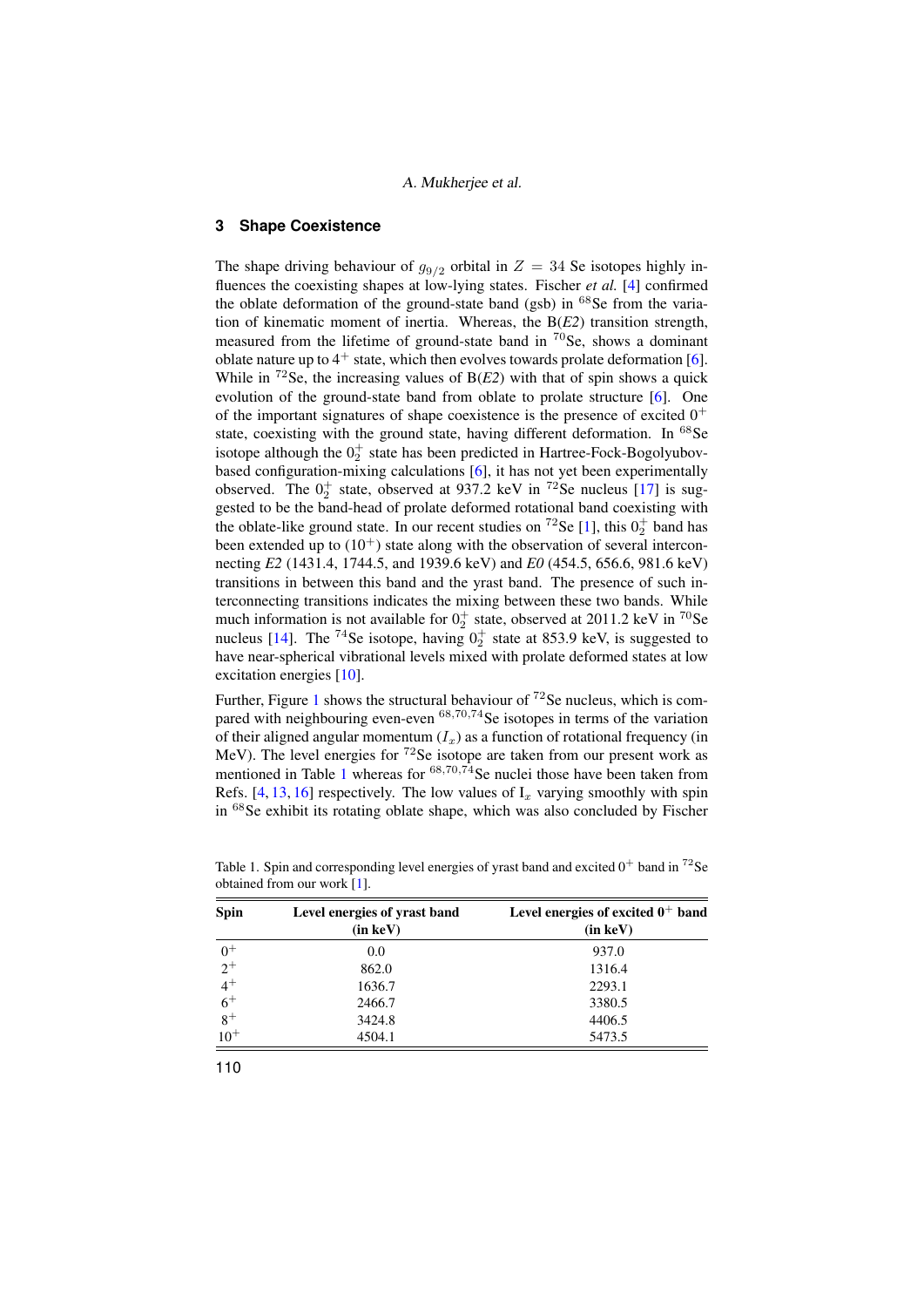## 3 Shape Coexistence

The shape driving behaviour of $g_{9/2}$ orbital in $Z = 34$ Se isotopes highly influences the coexisting shapes at low-lying states. Fischer *et al.* [4] confirmed the oblate deformation of the ground-state band (gsb) in $^{68}$Se from the variation of kinematic moment of inertia. Whereas, the B(*E2*) transition strength, measured from the lifetime of ground-state band in $^{70}$Se, shows a dominant oblate nature up to $4^+$ state, which then evolves towards prolate deformation [6]. While in $^{72}$Se, the increasing values of B(*E2*) with that of spin shows a quick evolution of the ground-state band from oblate to prolate structure [6]. One of the important signatures of shape coexistence is the presence of excited $0^+$ state, coexisting with the ground state, having different deformation. In $^{68}$Se isotope although the $0_2^+$ state has been predicted in Hartree-Fock-Bogolyubov-based configuration-mixing calculations [6], it has not yet been experimentally observed. The $0_2^+$ state, observed at 937.2 keV in $^{72}$Se nucleus [17] is suggested to be the band-head of prolate deformed rotational band coexisting with the oblate-like ground state. In our recent studies on $^{72}$Se [1], this $0_2^+$ band has been extended up to $(10^+)$ state along with the observation of several interconnecting *E2* (1431.4, 1744.5, and 1939.6 keV) and *E0* (454.5, 656.6, 981.6 keV) transitions in between this band and the yrast band. The presence of such interconnecting transitions indicates the mixing between these two bands. While much information is not available for $0_2^+$ state, observed at 2011.2 keV in $^{70}$Se nucleus [14]. The $^{74}$Se isotope, having $0_2^+$ state at 853.9 keV, is suggested to have near-spherical vibrational levels mixed with prolate deformed states at low excitation energies [10].

Further, Figure 1 shows the structural behaviour of $^{72}$Se nucleus, which is compared with neighbouring even-even $^{68,70,74}$Se isotopes in terms of the variation of their aligned angular momentum ($I_x$) as a function of rotational frequency (in MeV). The level energies for $^{72}$Se isotope are taken from our present work as mentioned in Table 1 whereas for $^{68,70,74}$Se nuclei those have been taken from Refs. [4, 13, 16] respectively. The low values of $I_x$ varying smoothly with spin in $^{68}$Se exhibit its rotating oblate shape, which was also concluded by Fischer

Table 1. Spin and corresponding level energies of yrast band and excited $0^+$ band in $^{72}$Se obtained from our work [1].

| Spin | Level energies of yrast band (in keV) | Level energies of excited $0^+$ band (in keV) |
|---|---|---|
| $0^+$ | 0.0 | 937.0 |
| $2^+$ | 862.0 | 1316.4 |
| $4^+$ | 1636.7 | 2293.1 |
| $6^+$ | 2466.7 | 3380.5 |
| $8^+$ | 3424.8 | 4406.5 |
| $10^+$ | 4504.1 | 5473.5 |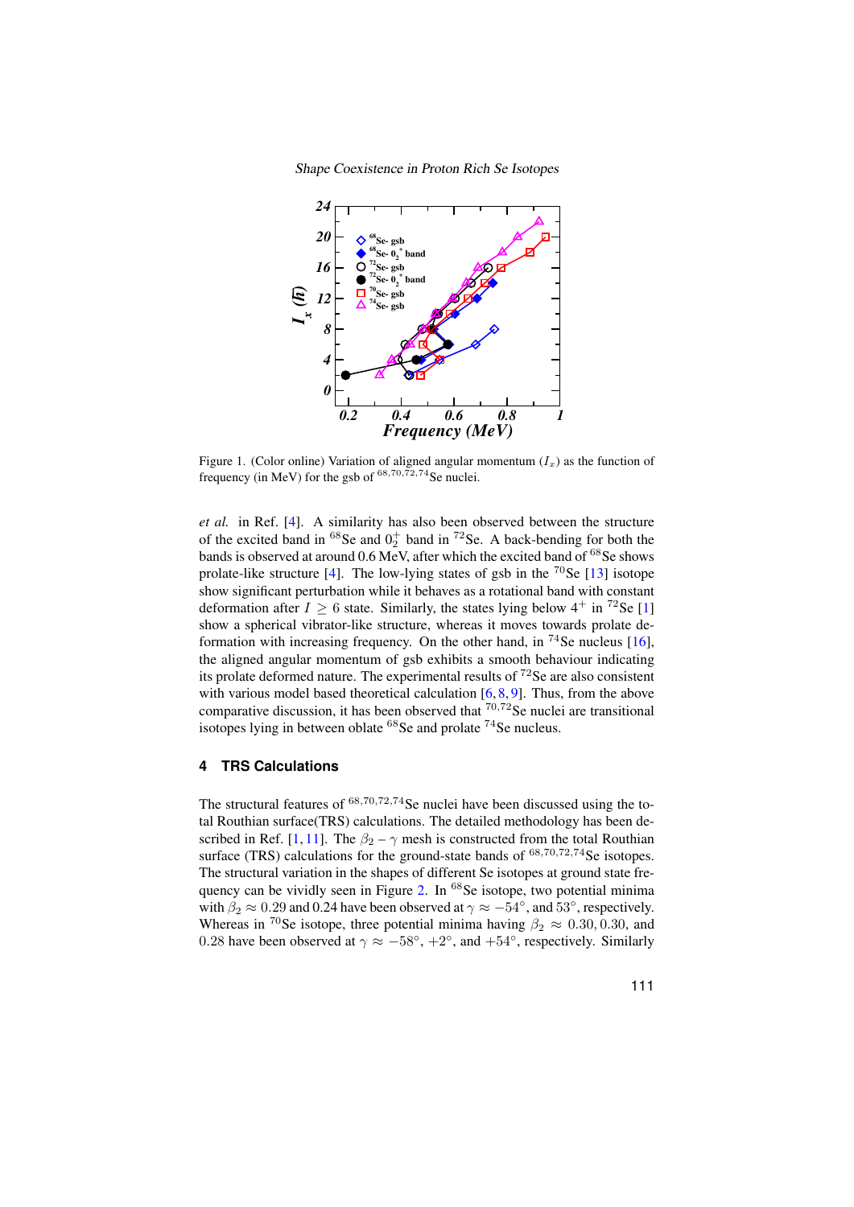Figure 1. (Color online) Variation of aligned angular momentum ($I_x$) as the function of frequency (in MeV) for the gsb of $^{68,70,72,74}$Se nuclei.

*et al.* in Ref. [4]. A similarity has also been observed between the structure of the excited band in $^{68}$Se and $0_2^+$ band in $^{72}$Se. A back-bending for both the bands is observed at around 0.6 MeV, after which the excited band of $^{68}$Se shows prolate-like structure [4]. The low-lying states of gsb in the $^{70}$Se [13] isotope show significant perturbation while it behaves as a rotational band with constant deformation after $I \geq 6$ state. Similarly, the states lying below $4^+$ in $^{72}$Se [1] show a spherical vibrator-like structure, whereas it moves towards prolate deformation with increasing frequency. On the other hand, in $^{74}$Se nucleus [16], the aligned angular momentum of gsb exhibits a smooth behaviour indicating its prolate deformed nature. The experimental results of $^{72}$Se are also consistent with various model based theoretical calculation [6, 8, 9]. Thus, from the above comparative discussion, it has been observed that $^{70,72}$Se nuclei are transitional isotopes lying in between oblate $^{68}$Se and prolate $^{74}$Se nucleus.

## 4 TRS Calculations

The structural features of $^{68,70,72,74}$Se nuclei have been discussed using the total Routhian surface(TRS) calculations. The detailed methodology has been described in Ref. [1, 11]. The $\beta_2 - \gamma$ mesh is constructed from the total Routhian surface (TRS) calculations for the ground-state bands of $^{68,70,72,74}$Se isotopes. The structural variation in the shapes of different Se isotopes at ground state frequency can be vividly seen in Figure 2. In $^{68}$Se isotope, two potential minima with $\beta_2 \approx 0.29$ and 0.24 have been observed at $\gamma \approx -54°$, and $53°$, respectively. Whereas in $^{70}$Se isotope, three potential minima having $\beta_2 \approx 0.30, 0.30$, and 0.28 have been observed at $\gamma \approx -58°, +2°$, and $+54°$, respectively. Similarly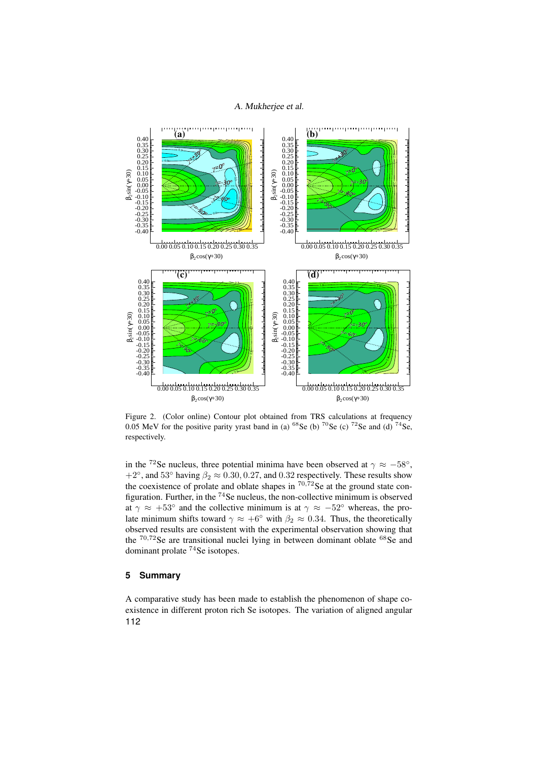Figure 2. (Color online) Contour plot obtained from TRS calculations at frequency 0.05 MeV for the positive parity yrast band in (a) $^{68}$Se (b) $^{70}$Se (c) $^{72}$Se and (d) $^{74}$Se, respectively.

in the $^{72}$Se nucleus, three potential minima have been observed at $\gamma \approx -58°$, $+2°$, and $53°$ having $\beta_2 \approx 0.30, 0.27$, and $0.32$ respectively. These results show the coexistence of prolate and oblate shapes in $^{70,72}$Se at the ground state configuration. Further, in the $^{74}$Se nucleus, the non-collective minimum is observed at $\gamma \approx +53°$ and the collective minimum is at $\gamma \approx -52°$ whereas, the prolate minimum shifts toward $\gamma \approx +6°$ with $\beta_2 \approx 0.34$. Thus, the theoretically observed results are consistent with the experimental observation showing that the $^{70,72}$Se are transitional nuclei lying in between dominant oblate $^{68}$Se and dominant prolate $^{74}$Se isotopes.

## 5 Summary

A comparative study has been made to establish the phenomenon of shape coexistence in different proton rich Se isotopes. The variation of aligned angular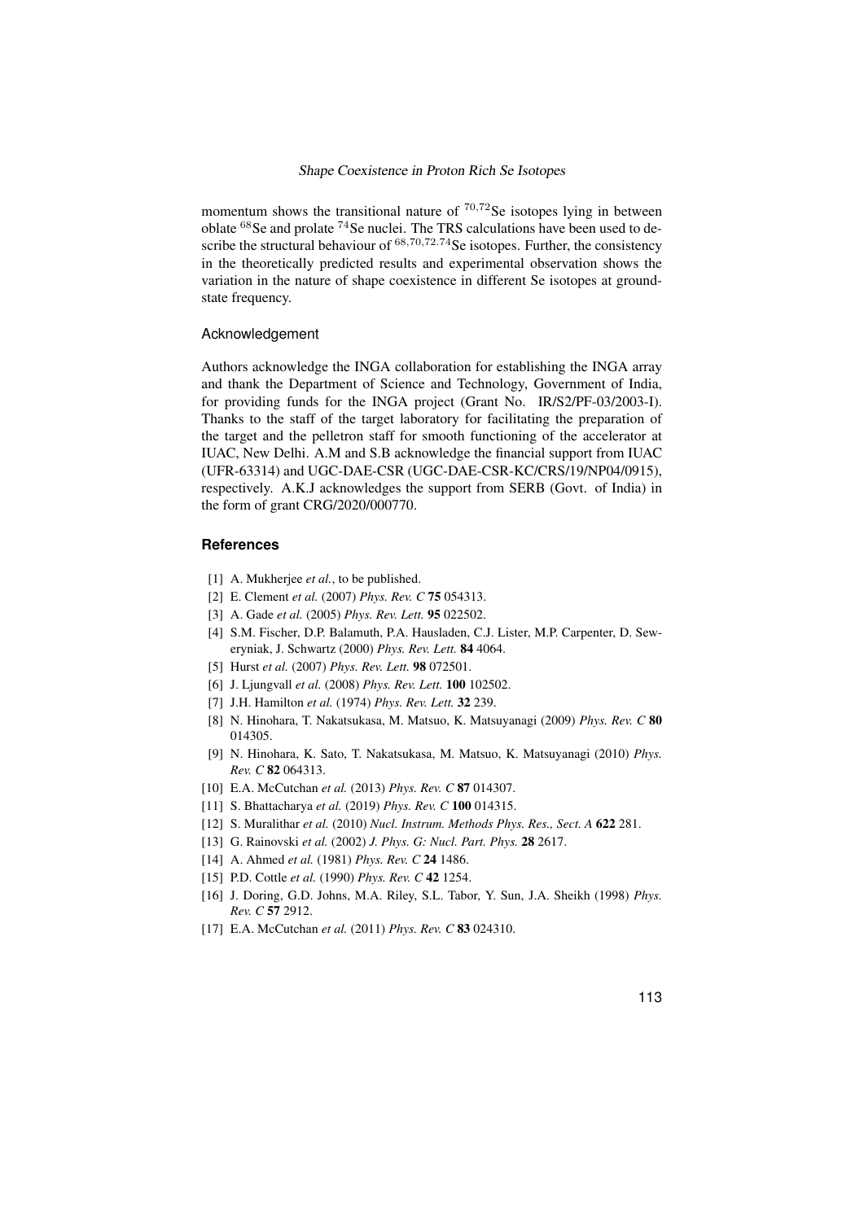momentum shows the transitional nature of $^{70,72}$Se isotopes lying in between oblate $^{68}$Se and prolate $^{74}$Se nuclei. The TRS calculations have been used to describe the structural behaviour of $^{68,70,72.74}$Se isotopes. Further, the consistency in the theoretically predicted results and experimental observation shows the variation in the nature of shape coexistence in different Se isotopes at ground-state frequency.

### Acknowledgement

Authors acknowledge the INGA collaboration for establishing the INGA array and thank the Department of Science and Technology, Government of India, for providing funds for the INGA project (Grant No. IR/S2/PF-03/2003-I). Thanks to the staff of the target laboratory for facilitating the preparation of the target and the pelletron staff for smooth functioning of the accelerator at IUAC, New Delhi. A.M and S.B acknowledge the financial support from IUAC (UFR-63314) and UGC-DAE-CSR (UGC-DAE-CSR-KC/CRS/19/NP04/0915), respectively. A.K.J acknowledges the support from SERB (Govt. of India) in the form of grant CRG/2020/000770.

## References

[1] A. Mukherjee *et al.*, to be published.

[2] E. Clement *et al.* (2007) *Phys. Rev. C* **75** 054313.

[3] A. Gade *et al.* (2005) *Phys. Rev. Lett.* **95** 022502.

[4] S.M. Fischer, D.P. Balamuth, P.A. Hausladen, C.J. Lister, M.P. Carpenter, D. Seweryniak, J. Schwartz (2000) *Phys. Rev. Lett.* **84** 4064.

[5] Hurst *et al.* (2007) *Phys. Rev. Lett.* **98** 072501.

[6] J. Ljungvall *et al.* (2008) *Phys. Rev. Lett.* **100** 102502.

[7] J.H. Hamilton *et al.* (1974) *Phys. Rev. Lett.* **32** 239.

[8] N. Hinohara, T. Nakatsukasa, M. Matsuo, K. Matsuyanagi (2009) *Phys. Rev. C* **80** 014305.

[9] N. Hinohara, K. Sato, T. Nakatsukasa, M. Matsuo, K. Matsuyanagi (2010) *Phys. Rev. C* **82** 064313.

[10] E.A. McCutchan *et al.* (2013) *Phys. Rev. C* **87** 014307.

[11] S. Bhattacharya *et al.* (2019) *Phys. Rev. C* **100** 014315.

[12] S. Muralithar *et al.* (2010) *Nucl. Instrum. Methods Phys. Res., Sect. A* **622** 281.

[13] G. Rainovski *et al.* (2002) *J. Phys. G: Nucl. Part. Phys.* **28** 2617.

[14] A. Ahmed *et al.* (1981) *Phys. Rev. C* **24** 1486.

[15] P.D. Cottle *et al.* (1990) *Phys. Rev. C* **42** 1254.

[16] J. Doring, G.D. Johns, M.A. Riley, S.L. Tabor, Y. Sun, J.A. Sheikh (1998) *Phys. Rev. C* **57** 2912.

[17] E.A. McCutchan *et al.* (2011) *Phys. Rev. C* **83** 024310.